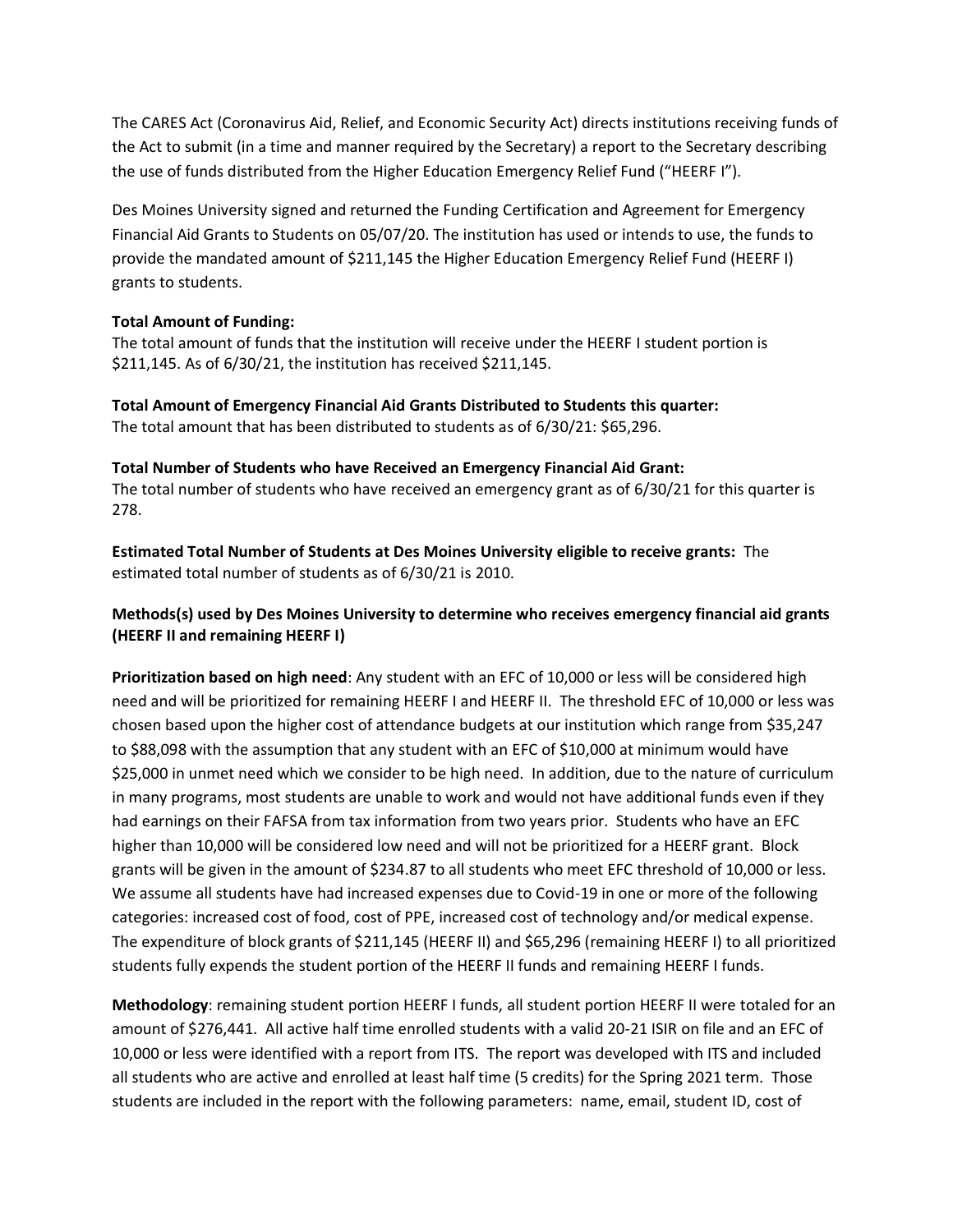The CARES Act (Coronavirus Aid, Relief, and Economic Security Act) directs institutions receiving funds of the Act to submit (in a time and manner required by the Secretary) a report to the Secretary describing the use of funds distributed from the Higher Education Emergency Relief Fund ("HEERF I").

Des Moines University signed and returned the Funding Certification and Agreement for Emergency Financial Aid Grants to Students on 05/07/20. The institution has used or intends to use, the funds to provide the mandated amount of $211,145 the Higher Education Emergency Relief Fund (HEERF I) grants to students.

**Total Amount of Funding:**
The total amount of funds that the institution will receive under the HEERF I student portion is $211,145. As of 6/30/21, the institution has received $211,145.

**Total Amount of Emergency Financial Aid Grants Distributed to Students this quarter:**
The total amount that has been distributed to students as of 6/30/21: $65,296.

**Total Number of Students who have Received an Emergency Financial Aid Grant:**
The total number of students who have received an emergency grant as of 6/30/21 for this quarter is 278.

**Estimated Total Number of Students at Des Moines University eligible to receive grants:** The estimated total number of students as of 6/30/21 is 2010.

**Methods(s) used by Des Moines University to determine who receives emergency financial aid grants (HEERF II and remaining HEERF I)**

**Prioritization based on high need**: Any student with an EFC of 10,000 or less will be considered high need and will be prioritized for remaining HEERF I and HEERF II. The threshold EFC of 10,000 or less was chosen based upon the higher cost of attendance budgets at our institution which range from $35,247 to $88,098 with the assumption that any student with an EFC of $10,000 at minimum would have $25,000 in unmet need which we consider to be high need. In addition, due to the nature of curriculum in many programs, most students are unable to work and would not have additional funds even if they had earnings on their FAFSA from tax information from two years prior. Students who have an EFC higher than 10,000 will be considered low need and will not be prioritized for a HEERF grant. Block grants will be given in the amount of $234.87 to all students who meet EFC threshold of 10,000 or less. We assume all students have had increased expenses due to Covid-19 in one or more of the following categories: increased cost of food, cost of PPE, increased cost of technology and/or medical expense. The expenditure of block grants of $211,145 (HEERF II) and $65,296 (remaining HEERF I) to all prioritized students fully expends the student portion of the HEERF II funds and remaining HEERF I funds.

**Methodology**: remaining student portion HEERF I funds, all student portion HEERF II were totaled for an amount of $276,441. All active half time enrolled students with a valid 20-21 ISIR on file and an EFC of 10,000 or less were identified with a report from ITS. The report was developed with ITS and included all students who are active and enrolled at least half time (5 credits) for the Spring 2021 term. Those students are included in the report with the following parameters: name, email, student ID, cost of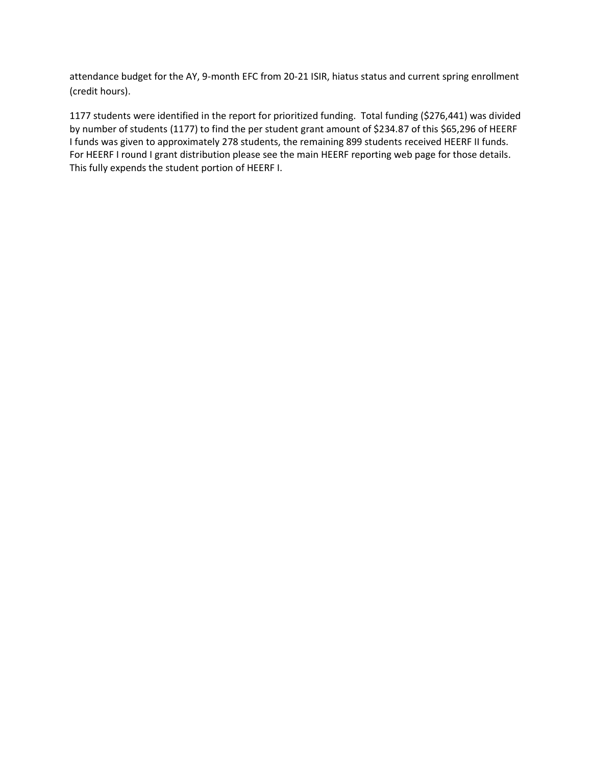attendance budget for the AY, 9-month EFC from 20-21 ISIR, hiatus status and current spring enrollment (credit hours).

1177 students were identified in the report for prioritized funding. Total funding ($276,441) was divided by number of students (1177) to find the per student grant amount of $234.87 of this $65,296 of HEERF I funds was given to approximately 278 students, the remaining 899 students received HEERF II funds. For HEERF I round I grant distribution please see the main HEERF reporting web page for those details. This fully expends the student portion of HEERF I.